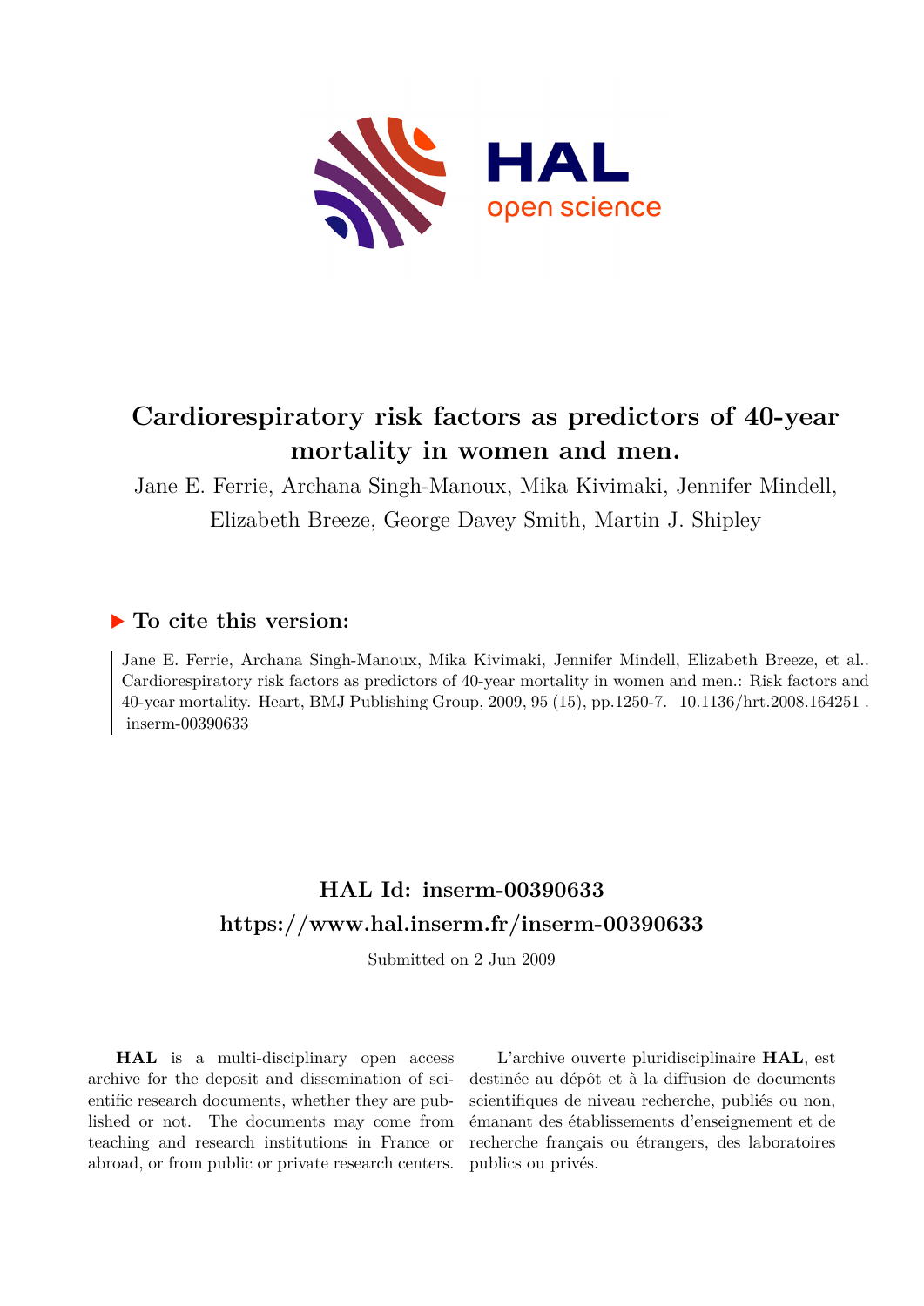# Cardiorespiratory risk factors as predictors of 40-year mortality in women and men.

Jane E. Ferrie, Archana Singh-Manoux, Mika Kivimaki, Jennifer Mindell, Elizabeth Breeze, George Davey Smith, Martin J. Shipley

## ▶ To cite this version:

Jane E. Ferrie, Archana Singh-Manoux, Mika Kivimaki, Jennifer Mindell, Elizabeth Breeze, et al.. Cardiorespiratory risk factors as predictors of 40-year mortality in women and men.: Risk factors and 40-year mortality. Heart, BMJ Publishing Group, 2009, 95 (15), pp.1250-7. 10.1136/hrt.2008.164251 . inserm-00390633

## HAL Id: inserm-00390633

## https://www.hal.inserm.fr/inserm-00390633

Submitted on 2 Jun 2009

**HAL** is a multi-disciplinary open access archive for the deposit and dissemination of scientific research documents, whether they are published or not. The documents may come from teaching and research institutions in France or abroad, or from public or private research centers.

L'archive ouverte pluridisciplinaire **HAL**, est destinée au dépôt et à la diffusion de documents scientifiques de niveau recherche, publiés ou non, émanant des établissements d'enseignement et de recherche français ou étrangers, des laboratoires publics ou privés.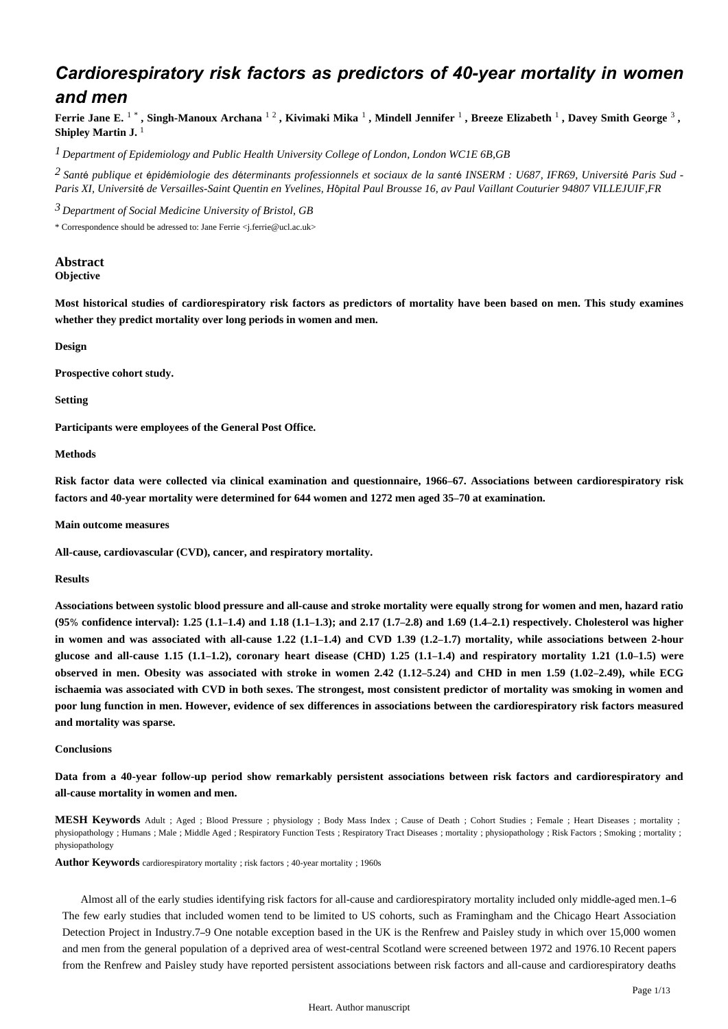# Cardiorespiratory risk factors as predictors of 40-year mortality in women and men

**Ferrie Jane E.** [1 *] **, Singh-Manoux Archana** [1 2] **, Kivimaki Mika** [1] **, Mindell Jennifer** [1] **, Breeze Elizabeth** [1] **, Davey Smith George** [3] **, Shipley Martin J.** [1]

*[1] Department of Epidemiology and Public Health University College of London, London WC1E 6B,GB*

*[2] Santé publique et épidémiologie des déterminants professionnels et sociaux de la santé INSERM : U687, IFR69, Université Paris Sud - Paris XI, Université de Versailles-Saint Quentin en Yvelines, Hôpital Paul Brousse 16, av Paul Vaillant Couturier 94807 VILLEJUIF,FR*

*[3] Department of Social Medicine University of Bristol, GB*

\* Correspondence should be adressed to: Jane Ferrie <j.ferrie@ucl.ac.uk>

## Abstract

**Objective**

**Most historical studies of cardiorespiratory risk factors as predictors of mortality have been based on men. This study examines whether they predict mortality over long periods in women and men.**

**Design**

**Prospective cohort study.**

**Setting**

**Participants were employees of the General Post Office.**

**Methods**

**Risk factor data were collected via clinical examination and questionnaire, 1966–67. Associations between cardiorespiratory risk factors and 40-year mortality were determined for 644 women and 1272 men aged 35–70 at examination.**

**Main outcome measures**

**All-cause, cardiovascular (CVD), cancer, and respiratory mortality.**

**Results**

**Associations between systolic blood pressure and all-cause and stroke mortality were equally strong for women and men, hazard ratio (95% confidence interval): 1.25 (1.1–1.4) and 1.18 (1.1–1.3); and 2.17 (1.7–2.8) and 1.69 (1.4–2.1) respectively. Cholesterol was higher in women and was associated with all-cause 1.22 (1.1–1.4) and CVD 1.39 (1.2–1.7) mortality, while associations between 2-hour glucose and all-cause 1.15 (1.1–1.2), coronary heart disease (CHD) 1.25 (1.1–1.4) and respiratory mortality 1.21 (1.0–1.5) were observed in men. Obesity was associated with stroke in women 2.42 (1.12–5.24) and CHD in men 1.59 (1.02–2.49), while ECG ischaemia was associated with CVD in both sexes. The strongest, most consistent predictor of mortality was smoking in women and poor lung function in men. However, evidence of sex differences in associations between the cardiorespiratory risk factors measured and mortality was sparse.**

**Conclusions**

**Data from a 40-year follow-up period show remarkably persistent associations between risk factors and cardiorespiratory and all-cause mortality in women and men.**

**MESH Keywords** Adult ; Aged ; Blood Pressure ; physiology ; Body Mass Index ; Cause of Death ; Cohort Studies ; Female ; Heart Diseases ; mortality ; physiopathology ; Humans ; Male ; Middle Aged ; Respiratory Function Tests ; Respiratory Tract Diseases ; mortality ; physiopathology ; Risk Factors ; Smoking ; mortality ; physiopathology

**Author Keywords** cardiorespiratory mortality ; risk factors ; 40-year mortality ; 1960s

Almost all of the early studies identifying risk factors for all-cause and cardiorespiratory mortality included only middle-aged men.1–6 The few early studies that included women tend to be limited to US cohorts, such as Framingham and the Chicago Heart Association Detection Project in Industry.7–9 One notable exception based in the UK is the Renfrew and Paisley study in which over 15,000 women and men from the general population of a deprived area of west-central Scotland were screened between 1972 and 1976.10 Recent papers from the Renfrew and Paisley study have reported persistent associations between risk factors and all-cause and cardiorespiratory deaths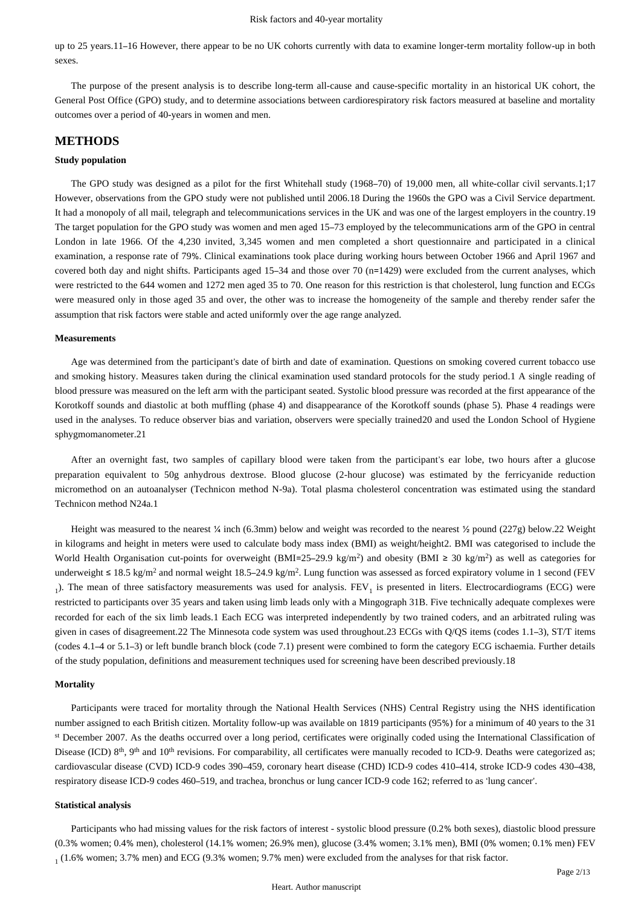up to 25 years.11–16 However, there appear to be no UK cohorts currently with data to examine longer-term mortality follow-up in both sexes.

The purpose of the present analysis is to describe long-term all-cause and cause-specific mortality in an historical UK cohort, the General Post Office (GPO) study, and to determine associations between cardiorespiratory risk factors measured at baseline and mortality outcomes over a period of 40-years in women and men.

## METHODS

### Study population

The GPO study was designed as a pilot for the first Whitehall study (1968–70) of 19,000 men, all white-collar civil servants.1;17 However, observations from the GPO study were not published until 2006.18 During the 1960s the GPO was a Civil Service department. It had a monopoly of all mail, telegraph and telecommunications services in the UK and was one of the largest employers in the country.19 The target population for the GPO study was women and men aged 15–73 employed by the telecommunications arm of the GPO in central London in late 1966. Of the 4,230 invited, 3,345 women and men completed a short questionnaire and participated in a clinical examination, a response rate of 79%. Clinical examinations took place during working hours between October 1966 and April 1967 and covered both day and night shifts. Participants aged 15–34 and those over 70 (n=1429) were excluded from the current analyses, which were restricted to the 644 women and 1272 men aged 35 to 70. One reason for this restriction is that cholesterol, lung function and ECGs were measured only in those aged 35 and over, the other was to increase the homogeneity of the sample and thereby render safer the assumption that risk factors were stable and acted uniformly over the age range analyzed.

### Measurements

Age was determined from the participant's date of birth and date of examination. Questions on smoking covered current tobacco use and smoking history. Measures taken during the clinical examination used standard protocols for the study period.1 A single reading of blood pressure was measured on the left arm with the participant seated. Systolic blood pressure was recorded at the first appearance of the Korotkoff sounds and diastolic at both muffling (phase 4) and disappearance of the Korotkoff sounds (phase 5). Phase 4 readings were used in the analyses. To reduce observer bias and variation, observers were specially trained20 and used the London School of Hygiene sphygmomanometer.21

After an overnight fast, two samples of capillary blood were taken from the participant's ear lobe, two hours after a glucose preparation equivalent to 50g anhydrous dextrose. Blood glucose (2-hour glucose) was estimated by the ferricyanide reduction micromethod on an autoanalyser (Technicon method N-9a). Total plasma cholesterol concentration was estimated using the standard Technicon method N24a.1

Height was measured to the nearest ¼ inch (6.3mm) below and weight was recorded to the nearest ½ pound (227g) below.22 Weight in kilograms and height in meters were used to calculate body mass index (BMI) as weight/height2. BMI was categorised to include the World Health Organisation cut-points for overweight (BMI=25–29.9 kg/m$^2$) and obesity (BMI ≥ 30 kg/m$^2$) as well as categories for underweight ≤ 18.5 kg/m$^2$ and normal weight 18.5–24.9 kg/m$^2$. Lung function was assessed as forced expiratory volume in 1 second ($FEV_1$). The mean of three satisfactory measurements was used for analysis. $FEV_1$ is presented in liters. Electrocardiograms (ECG) were restricted to participants over 35 years and taken using limb leads only with a Mingograph 31B. Five technically adequate complexes were recorded for each of the six limb leads.1 Each ECG was interpreted independently by two trained coders, and an arbitrated ruling was given in cases of disagreement.22 The Minnesota code system was used throughout.23 ECGs with Q/QS items (codes 1.1–3), ST/T items (codes 4.1–4 or 5.1–3) or left bundle branch block (code 7.1) present were combined to form the category ECG ischaemia. Further details of the study population, definitions and measurement techniques used for screening have been described previously.18

### Mortality

Participants were traced for mortality through the National Health Services (NHS) Central Registry using the NHS identification number assigned to each British citizen. Mortality follow-up was available on 1819 participants (95%) for a minimum of 40 years to the 31$^{st}$ December 2007. As the deaths occurred over a long period, certificates were originally coded using the International Classification of Disease (ICD) 8$^{th}$, 9$^{th}$ and 10$^{th}$ revisions. For comparability, all certificates were manually recoded to ICD-9. Deaths were categorized as; cardiovascular disease (CVD) ICD-9 codes 390–459, coronary heart disease (CHD) ICD-9 codes 410–414, stroke ICD-9 codes 430–438, respiratory disease ICD-9 codes 460–519, and trachea, bronchus or lung cancer ICD-9 code 162; referred to as 'lung cancer'.

### Statistical analysis

Participants who had missing values for the risk factors of interest - systolic blood pressure (0.2% both sexes), diastolic blood pressure (0.3% women; 0.4% men), cholesterol (14.1% women; 26.9% men), glucose (3.4% women; 3.1% men), BMI (0% women; 0.1% men) $FEV_1$ (1.6% women; 3.7% men) and ECG (9.3% women; 9.7% men) were excluded from the analyses for that risk factor.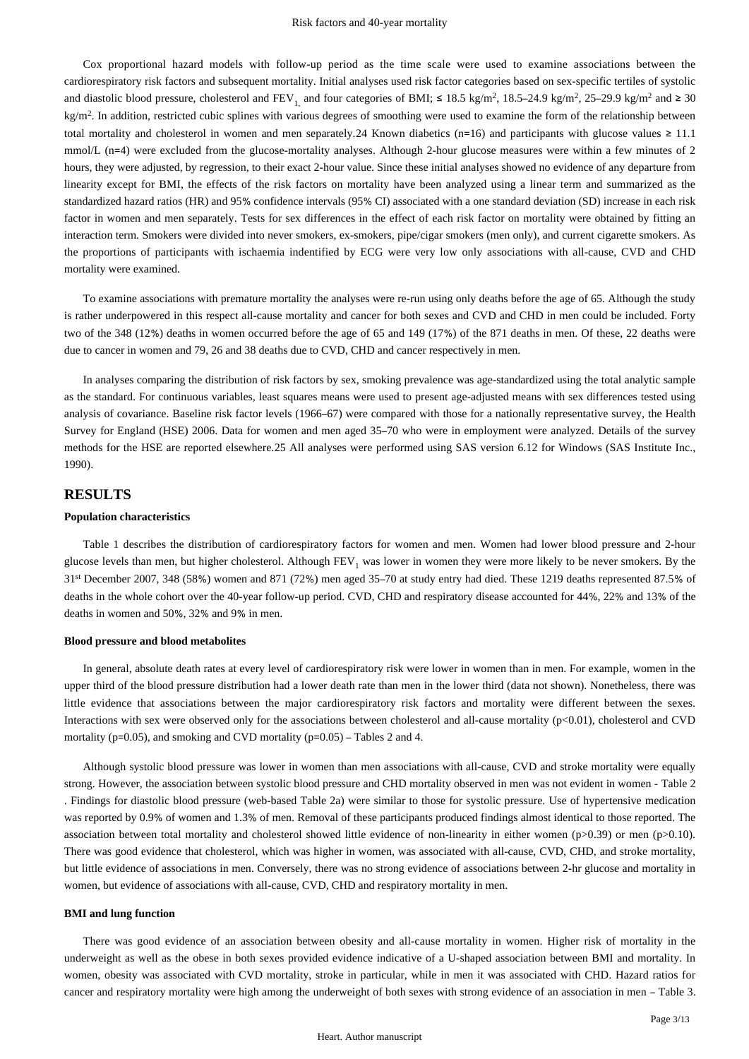Cox proportional hazard models with follow-up period as the time scale were used to examine associations between the cardiorespiratory risk factors and subsequent mortality. Initial analyses used risk factor categories based on sex-specific tertiles of systolic and diastolic blood pressure, cholesterol and $FEV_1$, and four categories of BMI; ≤ 18.5 kg/m$^2$, 18.5–24.9 kg/m$^2$, 25–29.9 kg/m$^2$ and ≥ 30 kg/m$^2$. In addition, restricted cubic splines with various degrees of smoothing were used to examine the form of the relationship between total mortality and cholesterol in women and men separately.24 Known diabetics (n=16) and participants with glucose values ≥ 11.1 mmol/L (n=4) were excluded from the glucose-mortality analyses. Although 2-hour glucose measures were within a few minutes of 2 hours, they were adjusted, by regression, to their exact 2-hour value. Since these initial analyses showed no evidence of any departure from linearity except for BMI, the effects of the risk factors on mortality have been analyzed using a linear term and summarized as the standardized hazard ratios (HR) and 95% confidence intervals (95% CI) associated with a one standard deviation (SD) increase in each risk factor in women and men separately. Tests for sex differences in the effect of each risk factor on mortality were obtained by fitting an interaction term. Smokers were divided into never smokers, ex-smokers, pipe/cigar smokers (men only), and current cigarette smokers. As the proportions of participants with ischaemia indentified by ECG were very low only associations with all-cause, CVD and CHD mortality were examined.

To examine associations with premature mortality the analyses were re-run using only deaths before the age of 65. Although the study is rather underpowered in this respect all-cause mortality and cancer for both sexes and CVD and CHD in men could be included. Forty two of the 348 (12%) deaths in women occurred before the age of 65 and 149 (17%) of the 871 deaths in men. Of these, 22 deaths were due to cancer in women and 79, 26 and 38 deaths due to CVD, CHD and cancer respectively in men.

In analyses comparing the distribution of risk factors by sex, smoking prevalence was age-standardized using the total analytic sample as the standard. For continuous variables, least squares means were used to present age-adjusted means with sex differences tested using analysis of covariance. Baseline risk factor levels (1966–67) were compared with those for a nationally representative survey, the Health Survey for England (HSE) 2006. Data for women and men aged 35–70 who were in employment were analyzed. Details of the survey methods for the HSE are reported elsewhere.25 All analyses were performed using SAS version 6.12 for Windows (SAS Institute Inc., 1990).

## RESULTS

### Population characteristics

Table 1 describes the distribution of cardiorespiratory factors for women and men. Women had lower blood pressure and 2-hour glucose levels than men, but higher cholesterol. Although $FEV_1$ was lower in women they were more likely to be never smokers. By the 31st December 2007, 348 (58%) women and 871 (72%) men aged 35–70 at study entry had died. These 1219 deaths represented 87.5% of deaths in the whole cohort over the 40-year follow-up period. CVD, CHD and respiratory disease accounted for 44%, 22% and 13% of the deaths in women and 50%, 32% and 9% in men.

### Blood pressure and blood metabolites

In general, absolute death rates at every level of cardiorespiratory risk were lower in women than in men. For example, women in the upper third of the blood pressure distribution had a lower death rate than men in the lower third (data not shown). Nonetheless, there was little evidence that associations between the major cardiorespiratory risk factors and mortality were different between the sexes. Interactions with sex were observed only for the associations between cholesterol and all-cause mortality ($p<0.01$), cholesterol and CVD mortality ($p=0.05$), and smoking and CVD mortality ($p=0.05$) – Tables 2 and 4.

Although systolic blood pressure was lower in women than men associations with all-cause, CVD and stroke mortality were equally strong. However, the association between systolic blood pressure and CHD mortality observed in men was not evident in women - Table 2 . Findings for diastolic blood pressure (web-based Table 2a) were similar to those for systolic pressure. Use of hypertensive medication was reported by 0.9% of women and 1.3% of men. Removal of these participants produced findings almost identical to those reported. The association between total mortality and cholesterol showed little evidence of non-linearity in either women ($p>0.39$) or men ($p>0.10$). There was good evidence that cholesterol, which was higher in women, was associated with all-cause, CVD, CHD, and stroke mortality, but little evidence of associations in men. Conversely, there was no strong evidence of associations between 2-hr glucose and mortality in women, but evidence of associations with all-cause, CVD, CHD and respiratory mortality in men.

### BMI and lung function

There was good evidence of an association between obesity and all-cause mortality in women. Higher risk of mortality in the underweight as well as the obese in both sexes provided evidence indicative of a U-shaped association between BMI and mortality. In women, obesity was associated with CVD mortality, stroke in particular, while in men it was associated with CHD. Hazard ratios for cancer and respiratory mortality were high among the underweight of both sexes with strong evidence of an association in men – Table 3.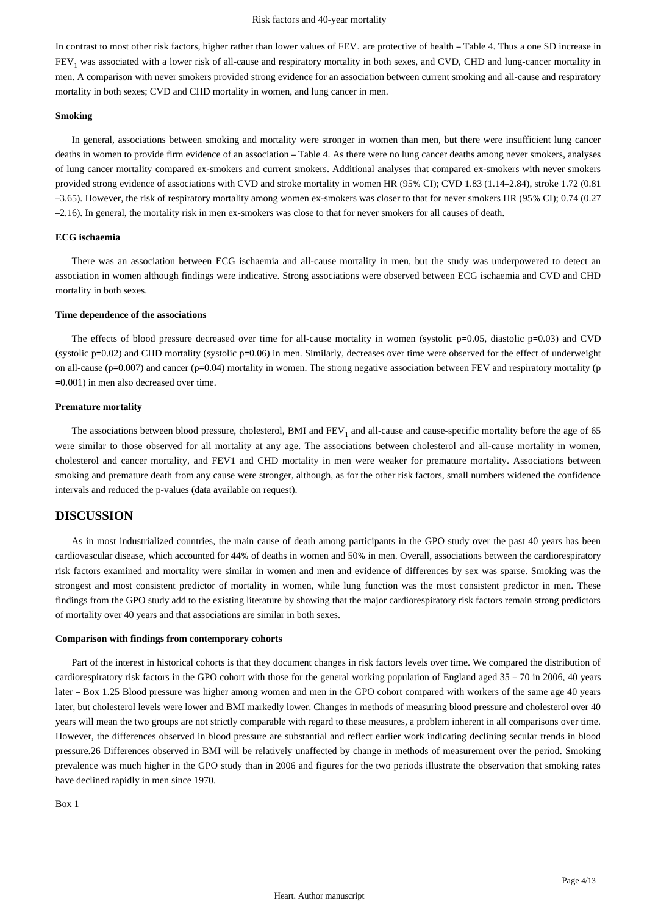In contrast to most other risk factors, higher rather than lower values of $FEV_1$ are protective of health – Table 4. Thus a one SD increase in $FEV_1$ was associated with a lower risk of all-cause and respiratory mortality in both sexes, and CVD, CHD and lung-cancer mortality in men. A comparison with never smokers provided strong evidence for an association between current smoking and all-cause and respiratory mortality in both sexes; CVD and CHD mortality in women, and lung cancer in men.

#### Smoking

In general, associations between smoking and mortality were stronger in women than men, but there were insufficient lung cancer deaths in women to provide firm evidence of an association – Table 4. As there were no lung cancer deaths among never smokers, analyses of lung cancer mortality compared ex-smokers and current smokers. Additional analyses that compared ex-smokers with never smokers provided strong evidence of associations with CVD and stroke mortality in women HR (95% CI); CVD 1.83 (1.14–2.84), stroke 1.72 (0.81 –3.65). However, the risk of respiratory mortality among women ex-smokers was closer to that for never smokers HR (95% CI); 0.74 (0.27 –2.16). In general, the mortality risk in men ex-smokers was close to that for never smokers for all causes of death.

#### ECG ischaemia

There was an association between ECG ischaemia and all-cause mortality in men, but the study was underpowered to detect an association in women although findings were indicative. Strong associations were observed between ECG ischaemia and CVD and CHD mortality in both sexes.

#### Time dependence of the associations

The effects of blood pressure decreased over time for all-cause mortality in women (systolic $p=0.05$, diastolic $p=0.03$) and CVD (systolic $p=0.02$) and CHD mortality (systolic $p=0.06$) in men. Similarly, decreases over time were observed for the effect of underweight on all-cause ($p=0.007$) and cancer ($p=0.04$) mortality in women. The strong negative association between FEV and respiratory mortality ($p=0.001$) in men also decreased over time.

#### Premature mortality

The associations between blood pressure, cholesterol, BMI and $FEV_1$ and all-cause and cause-specific mortality before the age of 65 were similar to those observed for all mortality at any age. The associations between cholesterol and all-cause mortality in women, cholesterol and cancer mortality, and FEV1 and CHD mortality in men were weaker for premature mortality. Associations between smoking and premature death from any cause were stronger, although, as for the other risk factors, small numbers widened the confidence intervals and reduced the p-values (data available on request).

## DISCUSSION

As in most industrialized countries, the main cause of death among participants in the GPO study over the past 40 years has been cardiovascular disease, which accounted for 44% of deaths in women and 50% in men. Overall, associations between the cardiorespiratory risk factors examined and mortality were similar in women and men and evidence of differences by sex was sparse. Smoking was the strongest and most consistent predictor of mortality in women, while lung function was the most consistent predictor in men. These findings from the GPO study add to the existing literature by showing that the major cardiorespiratory risk factors remain strong predictors of mortality over 40 years and that associations are similar in both sexes.

#### Comparison with findings from contemporary cohorts

Part of the interest in historical cohorts is that they document changes in risk factors levels over time. We compared the distribution of cardiorespiratory risk factors in the GPO cohort with those for the general working population of England aged 35 – 70 in 2006, 40 years later – Box 1.[25] Blood pressure was higher among women and men in the GPO cohort compared with workers of the same age 40 years later, but cholesterol levels were lower and BMI markedly lower. Changes in methods of measuring blood pressure and cholesterol over 40 years will mean the two groups are not strictly comparable with regard to these measures, a problem inherent in all comparisons over time. However, the differences observed in blood pressure are substantial and reflect earlier work indicating declining secular trends in blood pressure.[26] Differences observed in BMI will be relatively unaffected by change in methods of measurement over the period. Smoking prevalence was much higher in the GPO study than in 2006 and figures for the two periods illustrate the observation that smoking rates have declined rapidly in men since 1970.

Box 1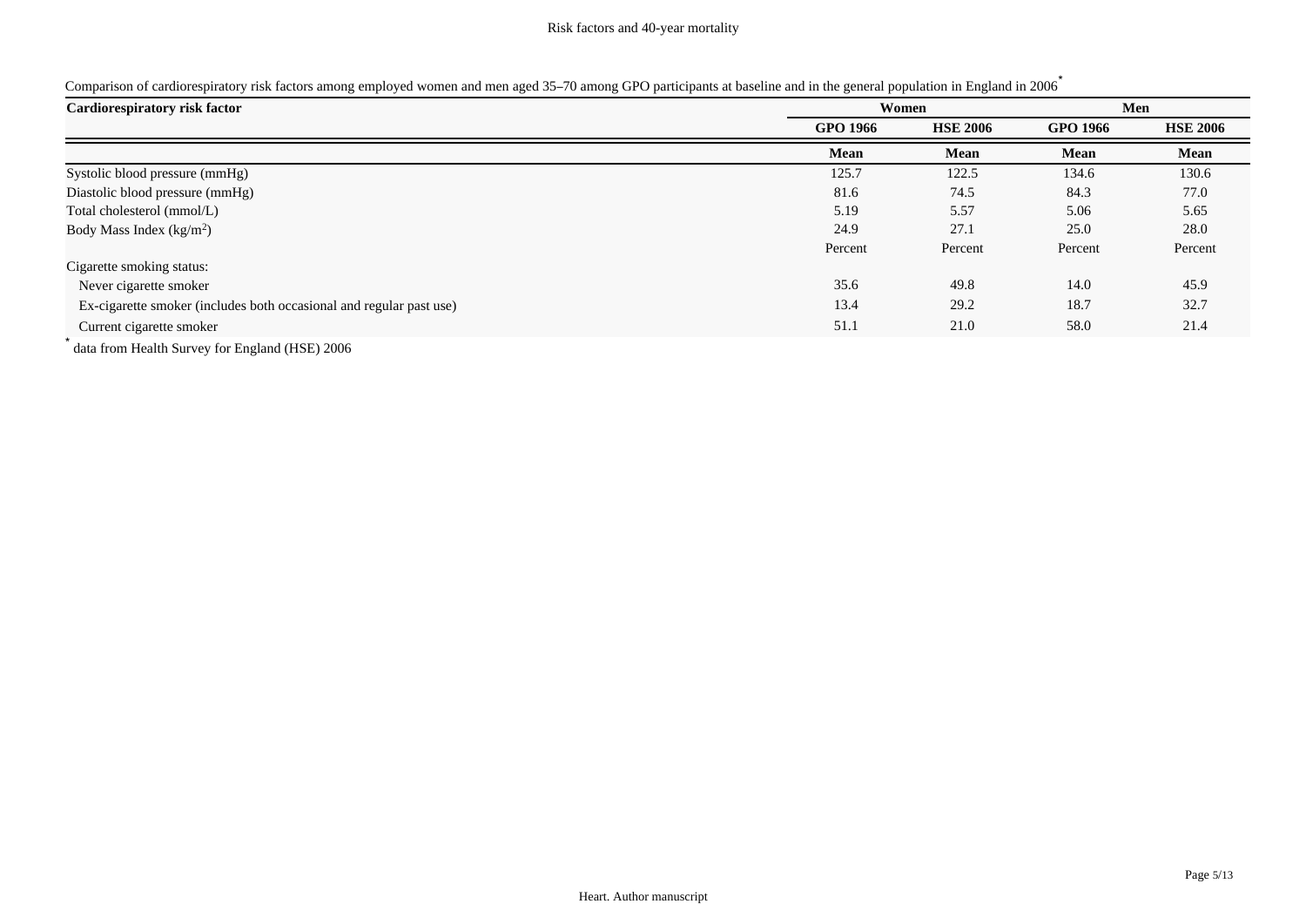Comparison of cardiorespiratory risk factors among employed women and men aged 35–70 among GPO participants at baseline and in the general population in England in 2006[*]

| Cardiorespiratory risk factor | Women | | Men | |
|---|---|---|---|---|
| | GPO 1966 | HSE 2006 | GPO 1966 | HSE 2006 |
| | **Mean** | **Mean** | **Mean** | **Mean** |
| Systolic blood pressure (mmHg) | 125.7 | 122.5 | 134.6 | 130.6 |
| Diastolic blood pressure (mmHg) | 81.6 | 74.5 | 84.3 | 77.0 |
| Total cholesterol (mmol/L) | 5.19 | 5.57 | 5.06 | 5.65 |
| Body Mass Index ($kg/m^2$) | 24.9 | 27.1 | 25.0 | 28.0 |
| | Percent | Percent | Percent | Percent |
| Cigarette smoking status: | | | | |
| Never cigarette smoker | 35.6 | 49.8 | 14.0 | 45.9 |
| Ex-cigarette smoker (includes both occasional and regular past use) | 13.4 | 29.2 | 18.7 | 32.7 |
| Current cigarette smoker | 51.1 | 21.0 | 58.0 | 21.4 |

[*] data from Health Survey for England (HSE) 2006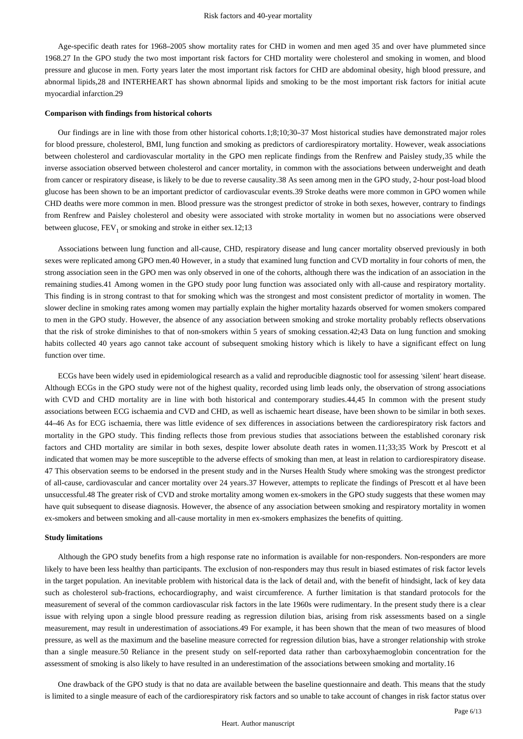Age-specific death rates for 1968–2005 show mortality rates for CHD in women and men aged 35 and over have plummeted since 1968.27 In the GPO study the two most important risk factors for CHD mortality were cholesterol and smoking in women, and blood pressure and glucose in men. Forty years later the most important risk factors for CHD are abdominal obesity, high blood pressure, and abnormal lipids,28 and INTERHEART has shown abnormal lipids and smoking to be the most important risk factors for initial acute myocardial infarction.29

#### Comparison with findings from historical cohorts

Our findings are in line with those from other historical cohorts.1;8;10;30–37 Most historical studies have demonstrated major roles for blood pressure, cholesterol, BMI, lung function and smoking as predictors of cardiorespiratory mortality. However, weak associations between cholesterol and cardiovascular mortality in the GPO men replicate findings from the Renfrew and Paisley study,35 while the inverse association observed between cholesterol and cancer mortality, in common with the associations between underweight and death from cancer or respiratory disease, is likely to be due to reverse causality.38 As seen among men in the GPO study, 2-hour post-load blood glucose has been shown to be an important predictor of cardiovascular events.39 Stroke deaths were more common in GPO women while CHD deaths were more common in men. Blood pressure was the strongest predictor of stroke in both sexes, however, contrary to findings from Renfrew and Paisley cholesterol and obesity were associated with stroke mortality in women but no associations were observed between glucose, $FEV_1$ or smoking and stroke in either sex.12;13

Associations between lung function and all-cause, CHD, respiratory disease and lung cancer mortality observed previously in both sexes were replicated among GPO men.40 However, in a study that examined lung function and CVD mortality in four cohorts of men, the strong association seen in the GPO men was only observed in one of the cohorts, although there was the indication of an association in the remaining studies.41 Among women in the GPO study poor lung function was associated only with all-cause and respiratory mortality. This finding is in strong contrast to that for smoking which was the strongest and most consistent predictor of mortality in women. The slower decline in smoking rates among women may partially explain the higher mortality hazards observed for women smokers compared to men in the GPO study. However, the absence of any association between smoking and stroke mortality probably reflects observations that the risk of stroke diminishes to that of non-smokers within 5 years of smoking cessation.42;43 Data on lung function and smoking habits collected 40 years ago cannot take account of subsequent smoking history which is likely to have a significant effect on lung function over time.

ECGs have been widely used in epidemiological research as a valid and reproducible diagnostic tool for assessing 'silent' heart disease. Although ECGs in the GPO study were not of the highest quality, recorded using limb leads only, the observation of strong associations with CVD and CHD mortality are in line with both historical and contemporary studies.44,45 In common with the present study associations between ECG ischaemia and CVD and CHD, as well as ischaemic heart disease, have been shown to be similar in both sexes. 44–46 As for ECG ischaemia, there was little evidence of sex differences in associations between the cardiorespiratory risk factors and mortality in the GPO study. This finding reflects those from previous studies that associations between the established coronary risk factors and CHD mortality are similar in both sexes, despite lower absolute death rates in women.11;33;35 Work by Prescott et al indicated that women may be more susceptible to the adverse effects of smoking than men, at least in relation to cardiorespiratory disease. 47 This observation seems to be endorsed in the present study and in the Nurses Health Study where smoking was the strongest predictor of all-cause, cardiovascular and cancer mortality over 24 years.37 However, attempts to replicate the findings of Prescott et al have been unsuccessful.48 The greater risk of CVD and stroke mortality among women ex-smokers in the GPO study suggests that these women may have quit subsequent to disease diagnosis. However, the absence of any association between smoking and respiratory mortality in women ex-smokers and between smoking and all-cause mortality in men ex-smokers emphasizes the benefits of quitting.

#### Study limitations

Although the GPO study benefits from a high response rate no information is available for non-responders. Non-responders are more likely to have been less healthy than participants. The exclusion of non-responders may thus result in biased estimates of risk factor levels in the target population. An inevitable problem with historical data is the lack of detail and, with the benefit of hindsight, lack of key data such as cholesterol sub-fractions, echocardiography, and waist circumference. A further limitation is that standard protocols for the measurement of several of the common cardiovascular risk factors in the late 1960s were rudimentary. In the present study there is a clear issue with relying upon a single blood pressure reading as regression dilution bias, arising from risk assessments based on a single measurement, may result in underestimation of associations.49 For example, it has been shown that the mean of two measures of blood pressure, as well as the maximum and the baseline measure corrected for regression dilution bias, have a stronger relationship with stroke than a single measure.50 Reliance in the present study on self-reported data rather than carboxyhaemoglobin concentration for the assessment of smoking is also likely to have resulted in an underestimation of the associations between smoking and mortality.16

One drawback of the GPO study is that no data are available between the baseline questionnaire and death. This means that the study is limited to a single measure of each of the cardiorespiratory risk factors and so unable to take account of changes in risk factor status over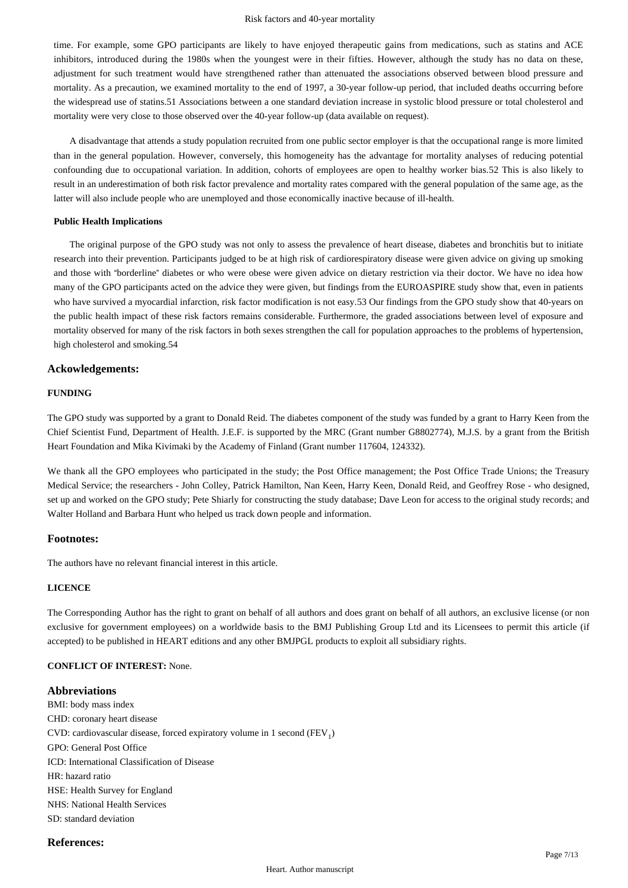time. For example, some GPO participants are likely to have enjoyed therapeutic gains from medications, such as statins and ACE inhibitors, introduced during the 1980s when the youngest were in their fifties. However, although the study has no data on these, adjustment for such treatment would have strengthened rather than attenuated the associations observed between blood pressure and mortality. As a precaution, we examined mortality to the end of 1997, a 30-year follow-up period, that included deaths occurring before the widespread use of statins.51 Associations between a one standard deviation increase in systolic blood pressure or total cholesterol and mortality were very close to those observed over the 40-year follow-up (data available on request).

A disadvantage that attends a study population recruited from one public sector employer is that the occupational range is more limited than in the general population. However, conversely, this homogeneity has the advantage for mortality analyses of reducing potential confounding due to occupational variation. In addition, cohorts of employees are open to healthy worker bias.52 This is also likely to result in an underestimation of both risk factor prevalence and mortality rates compared with the general population of the same age, as the latter will also include people who are unemployed and those economically inactive because of ill-health.

#### Public Health Implications

The original purpose of the GPO study was not only to assess the prevalence of heart disease, diabetes and bronchitis but to initiate research into their prevention. Participants judged to be at high risk of cardiorespiratory disease were given advice on giving up smoking and those with "borderline" diabetes or who were obese were given advice on dietary restriction via their doctor. We have no idea how many of the GPO participants acted on the advice they were given, but findings from the EUROASPIRE study show that, even in patients who have survived a myocardial infarction, risk factor modification is not easy.53 Our findings from the GPO study show that 40-years on the public health impact of these risk factors remains considerable. Furthermore, the graded associations between level of exposure and mortality observed for many of the risk factors in both sexes strengthen the call for population approaches to the problems of hypertension, high cholesterol and smoking.54

## Ackowledgements:

#### FUNDING

The GPO study was supported by a grant to Donald Reid. The diabetes component of the study was funded by a grant to Harry Keen from the Chief Scientist Fund, Department of Health. J.E.F. is supported by the MRC (Grant number G8802774), M.J.S. by a grant from the British Heart Foundation and Mika Kivimaki by the Academy of Finland (Grant number 117604, 124332).

We thank all the GPO employees who participated in the study; the Post Office management; the Post Office Trade Unions; the Treasury Medical Service; the researchers - John Colley, Patrick Hamilton, Nan Keen, Harry Keen, Donald Reid, and Geoffrey Rose - who designed, set up and worked on the GPO study; Pete Shiarly for constructing the study database; Dave Leon for access to the original study records; and Walter Holland and Barbara Hunt who helped us track down people and information.

## Footnotes:

The authors have no relevant financial interest in this article.

#### LICENCE

The Corresponding Author has the right to grant on behalf of all authors and does grant on behalf of all authors, an exclusive license (or non exclusive for government employees) on a worldwide basis to the BMJ Publishing Group Ltd and its Licensees to permit this article (if accepted) to be published in HEART editions and any other BMJPGL products to exploit all subsidiary rights.

**CONFLICT OF INTEREST:** None.

## Abbreviations

BMI: body mass index  
CHD: coronary heart disease  
CVD: cardiovascular disease, forced expiratory volume in 1 second ($FEV_1$)  
GPO: General Post Office  
ICD: International Classification of Disease  
HR: hazard ratio  
HSE: Health Survey for England  
NHS: National Health Services  
SD: standard deviation

## References: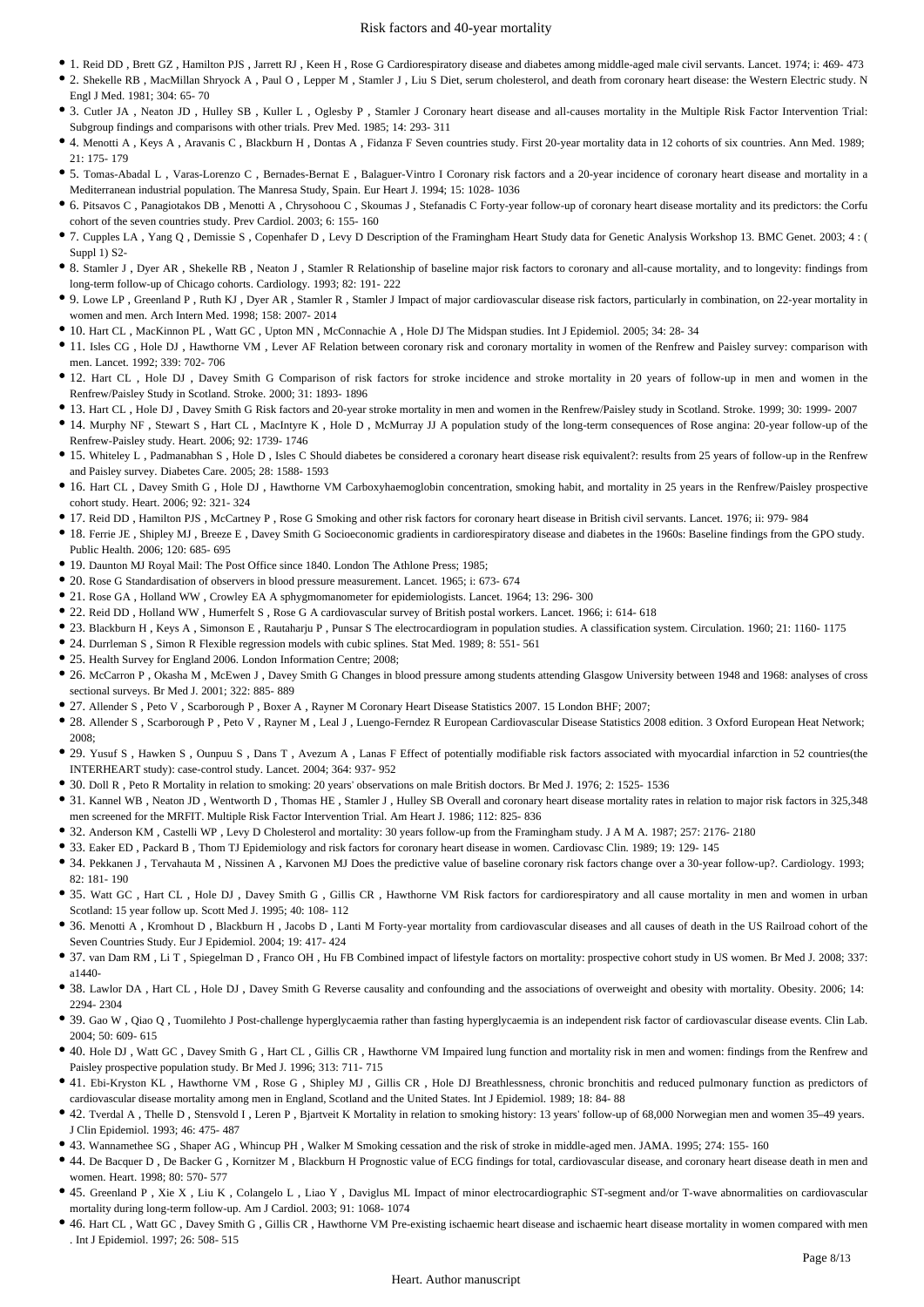- 1. Reid DD , Brett GZ , Hamilton PJS , Jarrett RJ , Keen H , Rose G Cardiorespiratory disease and diabetes among middle-aged male civil servants. Lancet. 1974; i: 469- 473
- 2. Shekelle RB , MacMillan Shryock A , Paul O , Lepper M , Stamler J , Liu S Diet, serum cholesterol, and death from coronary heart disease: the Western Electric study. N Engl J Med. 1981; 304: 65- 70
- 3. Cutler JA , Neaton JD , Hulley SB , Kuller L , Oglesby P , Stamler J Coronary heart disease and all-causes mortality in the Multiple Risk Factor Intervention Trial: Subgroup findings and comparisons with other trials. Prev Med. 1985; 14: 293- 311
- 4. Menotti A , Keys A , Aravanis C , Blackburn H , Dontas A , Fidanza F Seven countries study. First 20-year mortality data in 12 cohorts of six countries. Ann Med. 1989; 21: 175- 179
- 5. Tomas-Abadal L , Varas-Lorenzo C , Bernades-Bernat E , Balaguer-Vintro I Coronary risk factors and a 20-year incidence of coronary heart disease and mortality in a Mediterranean industrial population. The Manresa Study, Spain. Eur Heart J. 1994; 15: 1028- 1036
- 6. Pitsavos C , Panagiotakos DB , Menotti A , Chrysohoou C , Skoumas J , Stefanadis C Forty-year follow-up of coronary heart disease mortality and its predictors: the Corfu cohort of the seven countries study. Prev Cardiol. 2003; 6: 155- 160
- 7. Cupples LA , Yang Q , Demissie S , Copenhafer D , Levy D Description of the Framingham Heart Study data for Genetic Analysis Workshop 13. BMC Genet. 2003; 4 : ( Suppl 1) S2-
- 8. Stamler J , Dyer AR , Shekelle RB , Neaton J , Stamler R Relationship of baseline major risk factors to coronary and all-cause mortality, and to longevity: findings from long-term follow-up of Chicago cohorts. Cardiology. 1993; 82: 191- 222
- 9. Lowe LP , Greenland P , Ruth KJ , Dyer AR , Stamler R , Stamler J Impact of major cardiovascular disease risk factors, particularly in combination, on 22-year mortality in women and men. Arch Intern Med. 1998; 158: 2007- 2014
- 10. Hart CL , MacKinnon PL , Watt GC , Upton MN , McConnachie A , Hole DJ The Midspan studies. Int J Epidemiol. 2005; 34: 28- 34
- 11. Isles CG , Hole DJ , Hawthorne VM , Lever AF Relation between coronary risk and coronary mortality in women of the Renfrew and Paisley survey: comparison with men. Lancet. 1992; 339: 702- 706
- 12. Hart CL , Hole DJ , Davey Smith G Comparison of risk factors for stroke incidence and stroke mortality in 20 years of follow-up in men and women in the Renfrew/Paisley Study in Scotland. Stroke. 2000; 31: 1893- 1896
- 13. Hart CL , Hole DJ , Davey Smith G Risk factors and 20-year stroke mortality in men and women in the Renfrew/Paisley study in Scotland. Stroke. 1999; 30: 1999- 2007
- 14. Murphy NF , Stewart S , Hart CL , MacIntyre K , Hole D , McMurray JJ A population study of the long-term consequences of Rose angina: 20-year follow-up of the Renfrew-Paisley study. Heart. 2006; 92: 1739- 1746
- 15. Whiteley L , Padmanabhan S , Hole D , Isles C Should diabetes be considered a coronary heart disease risk equivalent?: results from 25 years of follow-up in the Renfrew and Paisley survey. Diabetes Care. 2005; 28: 1588- 1593
- 16. Hart CL , Davey Smith G , Hole DJ , Hawthorne VM Carboxyhaemoglobin concentration, smoking habit, and mortality in 25 years in the Renfrew/Paisley prospective cohort study. Heart. 2006; 92: 321- 324
- 17. Reid DD , Hamilton PJS , McCartney P , Rose G Smoking and other risk factors for coronary heart disease in British civil servants. Lancet. 1976; ii: 979- 984
- 18. Ferrie JE , Shipley MJ , Breeze E , Davey Smith G Socioeconomic gradients in cardiorespiratory disease and diabetes in the 1960s: Baseline findings from the GPO study. Public Health. 2006; 120: 685- 695
- 19. Daunton MJ Royal Mail: The Post Office since 1840. London The Athlone Press; 1985;
- 20. Rose G Standardisation of observers in blood pressure measurement. Lancet. 1965; i: 673- 674
- 21. Rose GA , Holland WW , Crowley EA A sphygmomanometer for epidemiologists. Lancet. 1964; 13: 296- 300
- 22. Reid DD , Holland WW , Humerfelt S , Rose G A cardiovascular survey of British postal workers. Lancet. 1966; i: 614- 618
- 23. Blackburn H , Keys A , Simonson E , Rautaharju P , Punsar S The electrocardiogram in population studies. A classification system. Circulation. 1960; 21: 1160- 1175
- 24. Durrleman S , Simon R Flexible regression models with cubic splines. Stat Med. 1989; 8: 551- 561
- 25. Health Survey for England 2006. London Information Centre; 2008;
- 26. McCarron P , Okasha M , McEwen J , Davey Smith G Changes in blood pressure among students attending Glasgow University between 1948 and 1968: analyses of cross sectional surveys. Br Med J. 2001; 322: 885- 889
- 27. Allender S , Peto V , Scarborough P , Boxer A , Rayner M Coronary Heart Disease Statistics 2007. 15 London BHF; 2007;
- 28. Allender S , Scarborough P , Peto V , Rayner M , Leal J , Luengo-Ferndez R European Cardiovascular Disease Statistics 2008 edition. 3 Oxford European Heat Network; 2008;
- 29. Yusuf S , Hawken S , Ounpuu S , Dans T , Avezum A , Lanas F Effect of potentially modifiable risk factors associated with myocardial infarction in 52 countries(the INTERHEART study): case-control study. Lancet. 2004; 364: 937- 952
- 30. Doll R , Peto R Mortality in relation to smoking: 20 years' observations on male British doctors. Br Med J. 1976; 2: 1525- 1536
- 31. Kannel WB , Neaton JD , Wentworth D , Thomas HE , Stamler J , Hulley SB Overall and coronary heart disease mortality rates in relation to major risk factors in 325,348 men screened for the MRFIT. Multiple Risk Factor Intervention Trial. Am Heart J. 1986; 112: 825- 836
- 32. Anderson KM , Castelli WP , Levy D Cholesterol and mortality: 30 years follow-up from the Framingham study. J A M A. 1987; 257: 2176- 2180
- 33. Eaker ED , Packard B , Thom TJ Epidemiology and risk factors for coronary heart disease in women. Cardiovasc Clin. 1989; 19: 129- 145
- 34. Pekkanen J , Tervahauta M , Nissinen A , Karvonen MJ Does the predictive value of baseline coronary risk factors change over a 30-year follow-up?. Cardiology. 1993; 82: 181- 190
- 35. Watt GC , Hart CL , Hole DJ , Davey Smith G , Gillis CR , Hawthorne VM Risk factors for cardiorespiratory and all cause mortality in men and women in urban Scotland: 15 year follow up. Scott Med J. 1995; 40: 108- 112
- 36. Menotti A , Kromhout D , Blackburn H , Jacobs D , Lanti M Forty-year mortality from cardiovascular diseases and all causes of death in the US Railroad cohort of the Seven Countries Study. Eur J Epidemiol. 2004; 19: 417- 424
- 37. van Dam RM , Li T , Spiegelman D , Franco OH , Hu FB Combined impact of lifestyle factors on mortality: prospective cohort study in US women. Br Med J. 2008; 337: a1440-
- 38. Lawlor DA , Hart CL , Hole DJ , Davey Smith G Reverse causality and confounding and the associations of overweight and obesity with mortality. Obesity. 2006; 14: 2294- 2304
- 39. Gao W , Qiao Q , Tuomilehto J Post-challenge hyperglycaemia rather than fasting hyperglycaemia is an independent risk factor of cardiovascular disease events. Clin Lab. 2004; 50: 609- 615
- 40. Hole DJ , Watt GC , Davey Smith G , Hart CL , Gillis CR , Hawthorne VM Impaired lung function and mortality risk in men and women: findings from the Renfrew and Paisley prospective population study. Br Med J. 1996; 313: 711- 715
- 41. Ebi-Kryston KL , Hawthorne VM , Rose G , Shipley MJ , Gillis CR , Hole DJ Breathlessness, chronic bronchitis and reduced pulmonary function as predictors of cardiovascular disease mortality among men in England, Scotland and the United States. Int J Epidemiol. 1989; 18: 84- 88
- 42. Tverdal A , Thelle D , Stensvold I , Leren P , Bjartveit K Mortality in relation to smoking history: 13 years' follow-up of 68,000 Norwegian men and women 35–49 years. J Clin Epidemiol. 1993; 46: 475- 487
- 43. Wannamethee SG , Shaper AG , Whincup PH , Walker M Smoking cessation and the risk of stroke in middle-aged men. JAMA. 1995; 274: 155- 160
- 44. De Bacquer D , De Backer G , Kornitzer M , Blackburn H Prognostic value of ECG findings for total, cardiovascular disease, and coronary heart disease death in men and women. Heart. 1998; 80: 570- 577
- 45. Greenland P , Xie X , Liu K , Colangelo L , Liao Y , Daviglus ML Impact of minor electrocardiographic ST-segment and/or T-wave abnormalities on cardiovascular mortality during long-term follow-up. Am J Cardiol. 2003; 91: 1068- 1074
- 46. Hart CL , Watt GC , Davey Smith G , Gillis CR , Hawthorne VM Pre-existing ischaemic heart disease and ischaemic heart disease mortality in women compared with men . Int J Epidemiol. 1997; 26: 508- 515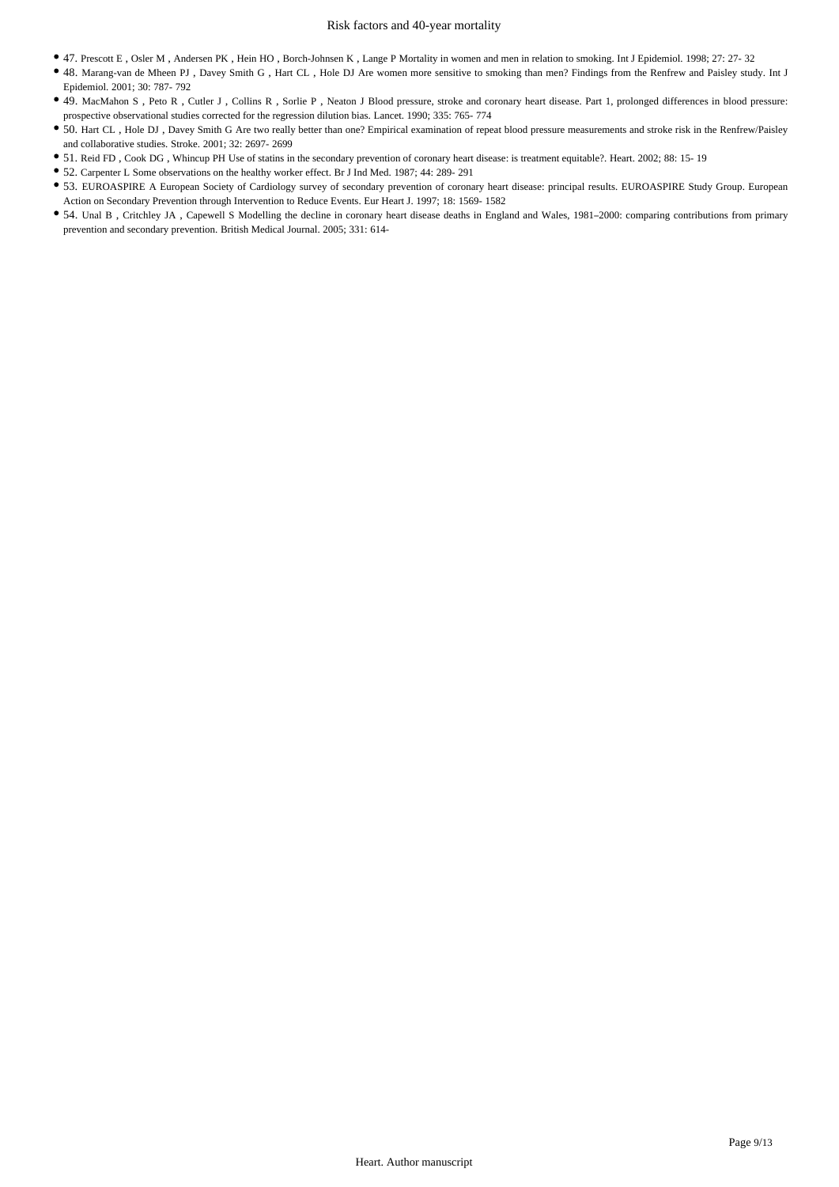- 47. Prescott E , Osler M , Andersen PK , Hein HO , Borch-Johnsen K , Lange P Mortality in women and men in relation to smoking. Int J Epidemiol. 1998; 27: 27- 32
- 48. Marang-van de Mheen PJ , Davey Smith G , Hart CL , Hole DJ Are women more sensitive to smoking than men? Findings from the Renfrew and Paisley study. Int J Epidemiol. 2001; 30: 787- 792
- 49. MacMahon S , Peto R , Cutler J , Collins R , Sorlie P , Neaton J Blood pressure, stroke and coronary heart disease. Part 1, prolonged differences in blood pressure: prospective observational studies corrected for the regression dilution bias. Lancet. 1990; 335: 765- 774
- 50. Hart CL , Hole DJ , Davey Smith G Are two really better than one? Empirical examination of repeat blood pressure measurements and stroke risk in the Renfrew/Paisley and collaborative studies. Stroke. 2001; 32: 2697- 2699
- 51. Reid FD , Cook DG , Whincup PH Use of statins in the secondary prevention of coronary heart disease: is treatment equitable?. Heart. 2002; 88: 15- 19
- 52. Carpenter L Some observations on the healthy worker effect. Br J Ind Med. 1987; 44: 289- 291
- 53. EUROASPIRE A European Society of Cardiology survey of secondary prevention of coronary heart disease: principal results. EUROASPIRE Study Group. European Action on Secondary Prevention through Intervention to Reduce Events. Eur Heart J. 1997; 18: 1569- 1582
- 54. Unal B , Critchley JA , Capewell S Modelling the decline in coronary heart disease deaths in England and Wales, 1981–2000: comparing contributions from primary prevention and secondary prevention. British Medical Journal. 2005; 331: 614-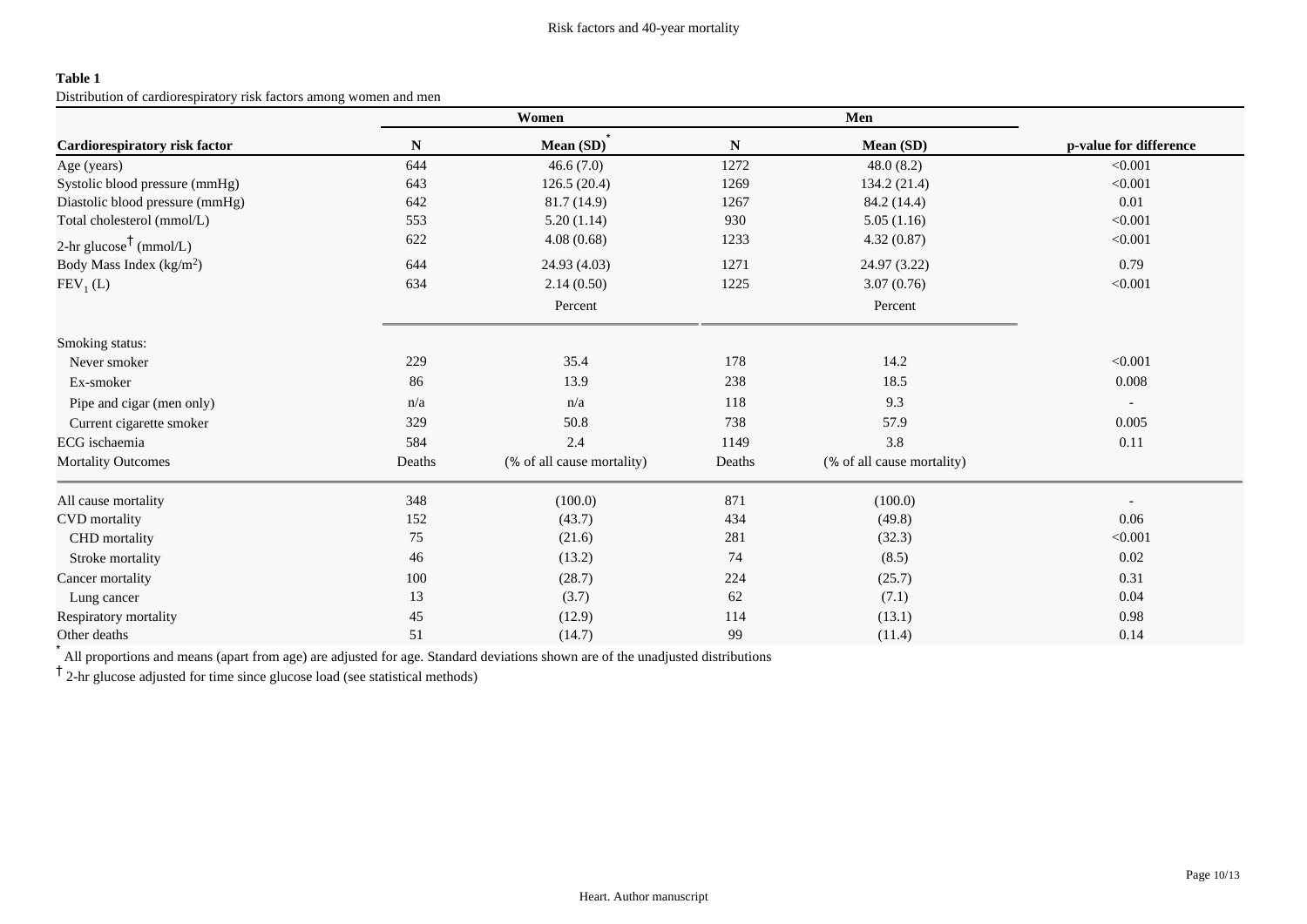**Table 1**

Distribution of cardiorespiratory risk factors among women and men

| | Women | | Men | | |
|---|---|---|---|---|---|
| **Cardiorespiratory risk factor** | **N** | **Mean (SD)*** | **N** | **Mean (SD)** | **p-value for difference** |
| Age (years) | 644 | 46.6 (7.0) | 1272 | 48.0 (8.2) | <0.001 |
| Systolic blood pressure (mmHg) | 643 | 126.5 (20.4) | 1269 | 134.2 (21.4) | <0.001 |
| Diastolic blood pressure (mmHg) | 642 | 81.7 (14.9) | 1267 | 84.2 (14.4) | 0.01 |
| Total cholesterol (mmol/L) | 553 | 5.20 (1.14) | 930 | 5.05 (1.16) | <0.001 |
| 2-hr glucose† (mmol/L) | 622 | 4.08 (0.68) | 1233 | 4.32 (0.87) | <0.001 |
| Body Mass Index (kg/m$^2$) | 644 | 24.93 (4.03) | 1271 | 24.97 (3.22) | 0.79 |
| $FEV_1$ (L) | 634 | 2.14 (0.50) | 1225 | 3.07 (0.76) | <0.001 |
| | | Percent | | Percent | |
| Smoking status: | | | | | |
| Never smoker | 229 | 35.4 | 178 | 14.2 | <0.001 |
| Ex-smoker | 86 | 13.9 | 238 | 18.5 | 0.008 |
| Pipe and cigar (men only) | n/a | n/a | 118 | 9.3 | - |
| Current cigarette smoker | 329 | 50.8 | 738 | 57.9 | 0.005 |
| ECG ischaemia | 584 | 2.4 | 1149 | 3.8 | 0.11 |
| Mortality Outcomes | Deaths | (% of all cause mortality) | Deaths | (% of all cause mortality) | |
| All cause mortality | 348 | (100.0) | 871 | (100.0) | - |
| CVD mortality | 152 | (43.7) | 434 | (49.8) | 0.06 |
| CHD mortality | 75 | (21.6) | 281 | (32.3) | <0.001 |
| Stroke mortality | 46 | (13.2) | 74 | (8.5) | 0.02 |
| Cancer mortality | 100 | (28.7) | 224 | (25.7) | 0.31 |
| Lung cancer | 13 | (3.7) | 62 | (7.1) | 0.04 |
| Respiratory mortality | 45 | (12.9) | 114 | (13.1) | 0.98 |
| Other deaths | 51 | (14.7) | 99 | (11.4) | 0.14 |

\* All proportions and means (apart from age) are adjusted for age. Standard deviations shown are of the unadjusted distributions

† 2-hr glucose adjusted for time since glucose load (see statistical methods)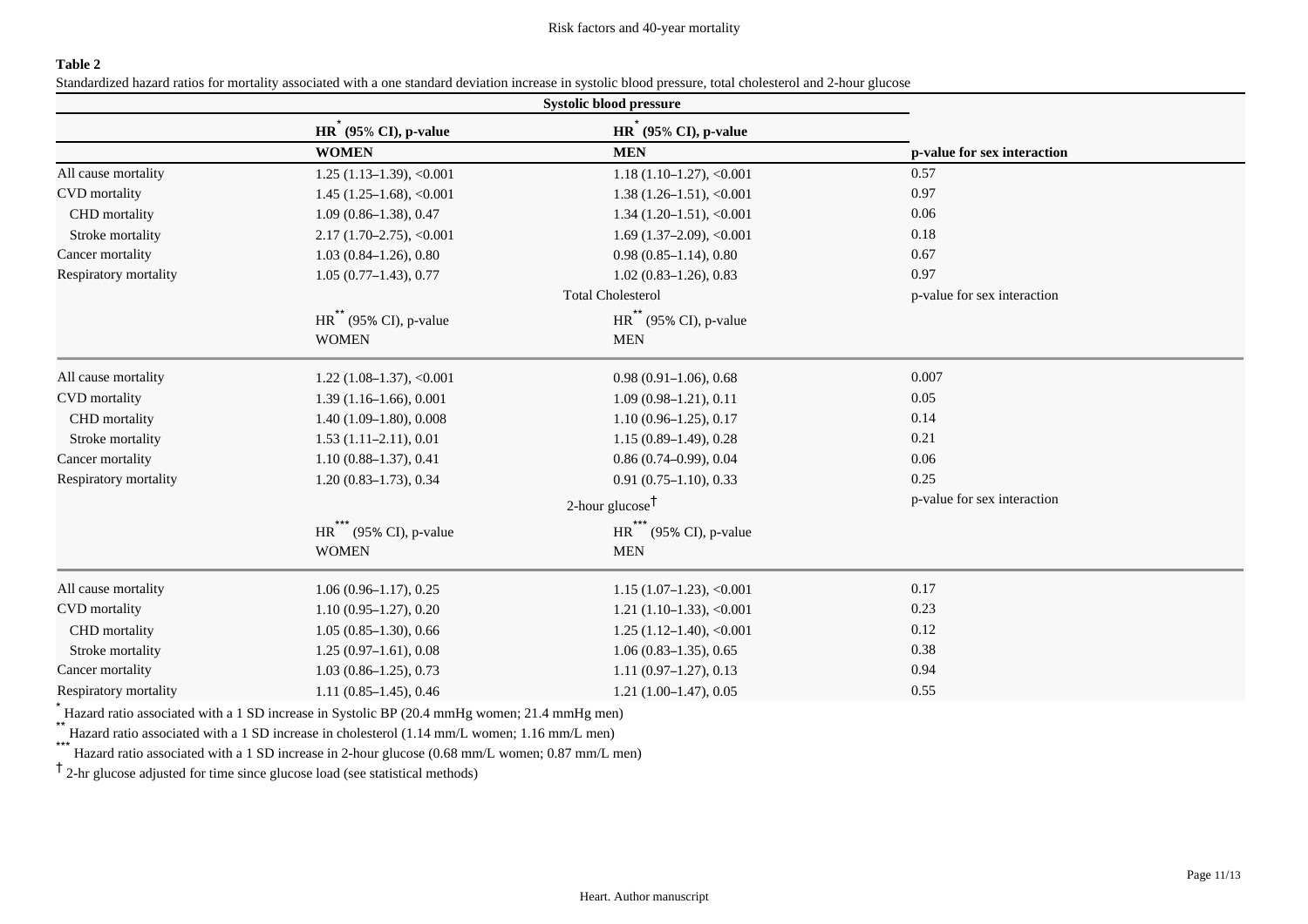**Table 2**

Standardized hazard ratios for mortality associated with a one standard deviation increase in systolic blood pressure, total cholesterol and 2-hour glucose

| | **Systolic blood pressure** | | |
|---|---|---|---|
| | **HR[*] (95% CI), p-value** | **HR[*] (95% CI), p-value** | |
| | **WOMEN** | **MEN** | **p-value for sex interaction** |
| All cause mortality | 1.25 (1.13–1.39), <0.001 | 1.18 (1.10–1.27), <0.001 | 0.57 |
| CVD mortality | 1.45 (1.25–1.68), <0.001 | 1.38 (1.26–1.51), <0.001 | 0.97 |
| CHD mortality | 1.09 (0.86–1.38), 0.47 | 1.34 (1.20–1.51), <0.001 | 0.06 |
| Stroke mortality | 2.17 (1.70–2.75), <0.001 | 1.69 (1.37–2.09), <0.001 | 0.18 |
| Cancer mortality | 1.03 (0.84–1.26), 0.80 | 0.98 (0.85–1.14), 0.80 | 0.67 |
| Respiratory mortality | 1.05 (0.77–1.43), 0.77 | 1.02 (0.83–1.26), 0.83 | 0.97 |
| | Total Cholesterol | | p-value for sex interaction |
| | HR[**] (95% CI), p-value | HR[**] (95% CI), p-value | |
| | WOMEN | MEN | |
| All cause mortality | 1.22 (1.08–1.37), <0.001 | 0.98 (0.91–1.06), 0.68 | 0.007 |
| CVD mortality | 1.39 (1.16–1.66), 0.001 | 1.09 (0.98–1.21), 0.11 | 0.05 |
| CHD mortality | 1.40 (1.09–1.80), 0.008 | 1.10 (0.96–1.25), 0.17 | 0.14 |
| Stroke mortality | 1.53 (1.11–2.11), 0.01 | 1.15 (0.89–1.49), 0.28 | 0.21 |
| Cancer mortality | 1.10 (0.88–1.37), 0.41 | 0.86 (0.74–0.99), 0.04 | 0.06 |
| Respiratory mortality | 1.20 (0.83–1.73), 0.34 | 0.91 (0.75–1.10), 0.33 | 0.25 |
| | 2-hour glucose[†] | | p-value for sex interaction |
| | HR[***] (95% CI), p-value | HR[***] (95% CI), p-value | |
| | WOMEN | MEN | |
| All cause mortality | 1.06 (0.96–1.17), 0.25 | 1.15 (1.07–1.23), <0.001 | 0.17 |
| CVD mortality | 1.10 (0.95–1.27), 0.20 | 1.21 (1.10–1.33), <0.001 | 0.23 |
| CHD mortality | 1.05 (0.85–1.30), 0.66 | 1.25 (1.12–1.40), <0.001 | 0.12 |
| Stroke mortality | 1.25 (0.97–1.61), 0.08 | 1.06 (0.83–1.35), 0.65 | 0.38 |
| Cancer mortality | 1.03 (0.86–1.25), 0.73 | 1.11 (0.97–1.27), 0.13 | 0.94 |
| Respiratory mortality | 1.11 (0.85–1.45), 0.46 | 1.21 (1.00–1.47), 0.05 | 0.55 |

[*] Hazard ratio associated with a 1 SD increase in Systolic BP (20.4 mmHg women; 21.4 mmHg men)

[**] Hazard ratio associated with a 1 SD increase in cholesterol (1.14 mm/L women; 1.16 mm/L men)

[***] Hazard ratio associated with a 1 SD increase in 2-hour glucose (0.68 mm/L women; 0.87 mm/L men)

[†] 2-hr glucose adjusted for time since glucose load (see statistical methods)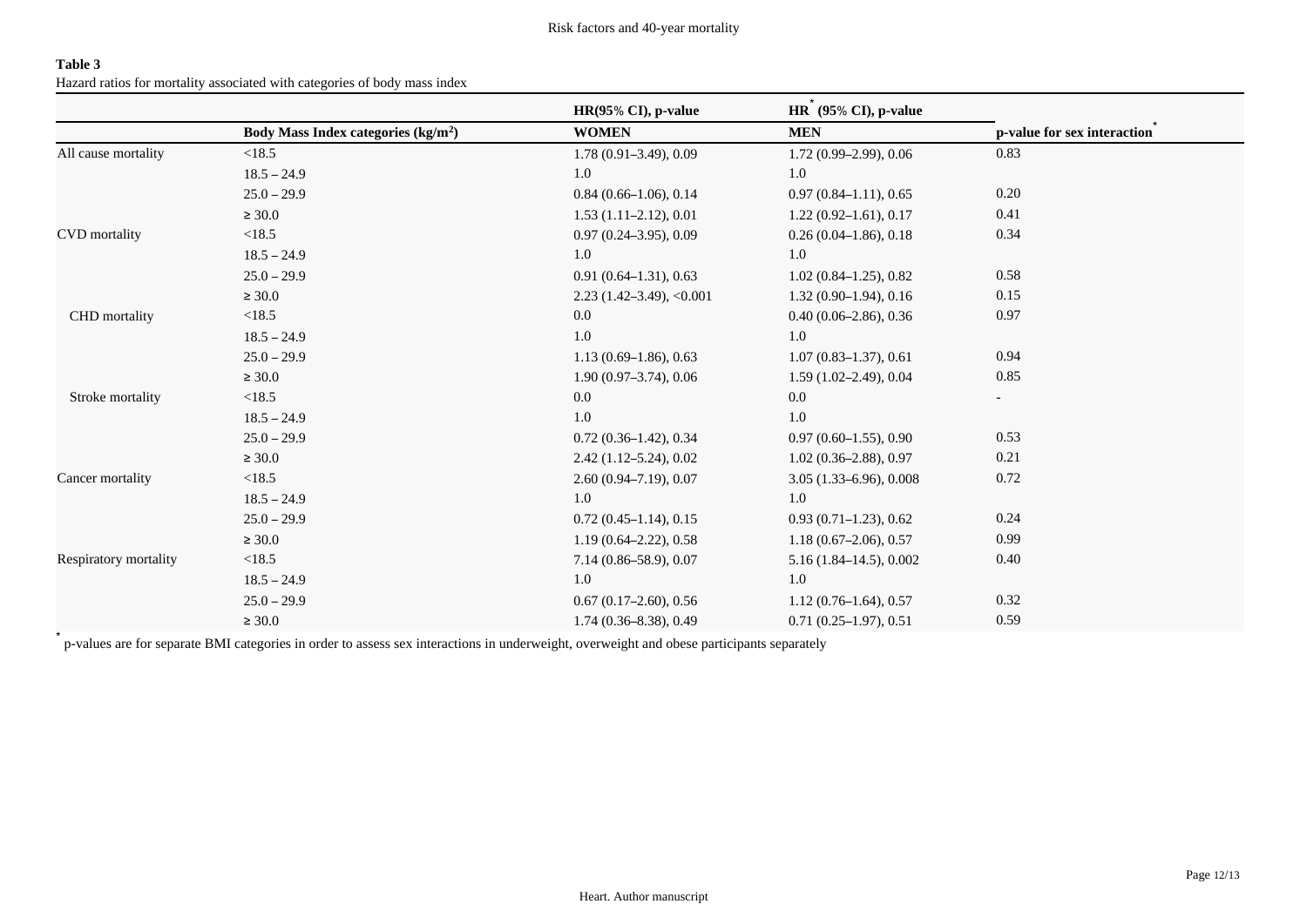**Table 3**

Hazard ratios for mortality associated with categories of body mass index

| | | HR(95% CI), p-value | HR* (95% CI), p-value | |
|---|---|---|---|---|
| | **Body Mass Index categories (kg/m$^2$)** | **WOMEN** | **MEN** | **p-value for sex interaction*** |
| All cause mortality | <18.5 | 1.78 (0.91–3.49), 0.09 | 1.72 (0.99–2.99), 0.06 | 0.83 |
| | 18.5 – 24.9 | 1.0 | 1.0 | |
| | 25.0 – 29.9 | 0.84 (0.66–1.06), 0.14 | 0.97 (0.84–1.11), 0.65 | 0.20 |
| | ≥ 30.0 | 1.53 (1.11–2.12), 0.01 | 1.22 (0.92–1.61), 0.17 | 0.41 |
| CVD mortality | <18.5 | 0.97 (0.24–3.95), 0.09 | 0.26 (0.04–1.86), 0.18 | 0.34 |
| | 18.5 – 24.9 | 1.0 | 1.0 | |
| | 25.0 – 29.9 | 0.91 (0.64–1.31), 0.63 | 1.02 (0.84–1.25), 0.82 | 0.58 |
| | ≥ 30.0 | 2.23 (1.42–3.49), <0.001 | 1.32 (0.90–1.94), 0.16 | 0.15 |
| CHD mortality | <18.5 | 0.0 | 0.40 (0.06–2.86), 0.36 | 0.97 |
| | 18.5 – 24.9 | 1.0 | 1.0 | |
| | 25.0 – 29.9 | 1.13 (0.69–1.86), 0.63 | 1.07 (0.83–1.37), 0.61 | 0.94 |
| | ≥ 30.0 | 1.90 (0.97–3.74), 0.06 | 1.59 (1.02–2.49), 0.04 | 0.85 |
| Stroke mortality | <18.5 | 0.0 | 0.0 | - |
| | 18.5 – 24.9 | 1.0 | 1.0 | |
| | 25.0 – 29.9 | 0.72 (0.36–1.42), 0.34 | 0.97 (0.60–1.55), 0.90 | 0.53 |
| | ≥ 30.0 | 2.42 (1.12–5.24), 0.02 | 1.02 (0.36–2.88), 0.97 | 0.21 |
| Cancer mortality | <18.5 | 2.60 (0.94–7.19), 0.07 | 3.05 (1.33–6.96), 0.008 | 0.72 |
| | 18.5 – 24.9 | 1.0 | 1.0 | |
| | 25.0 – 29.9 | 0.72 (0.45–1.14), 0.15 | 0.93 (0.71–1.23), 0.62 | 0.24 |
| | ≥ 30.0 | 1.19 (0.64–2.22), 0.58 | 1.18 (0.67–2.06), 0.57 | 0.99 |
| Respiratory mortality | <18.5 | 7.14 (0.86–58.9), 0.07 | 5.16 (1.84–14.5), 0.002 | 0.40 |
| | 18.5 – 24.9 | 1.0 | 1.0 | |
| | 25.0 – 29.9 | 0.67 (0.17–2.60), 0.56 | 1.12 (0.76–1.64), 0.57 | 0.32 |
| | ≥ 30.0 | 1.74 (0.36–8.38), 0.49 | 0.71 (0.25–1.97), 0.51 | 0.59 |

\* p-values are for separate BMI categories in order to assess sex interactions in underweight, overweight and obese participants separately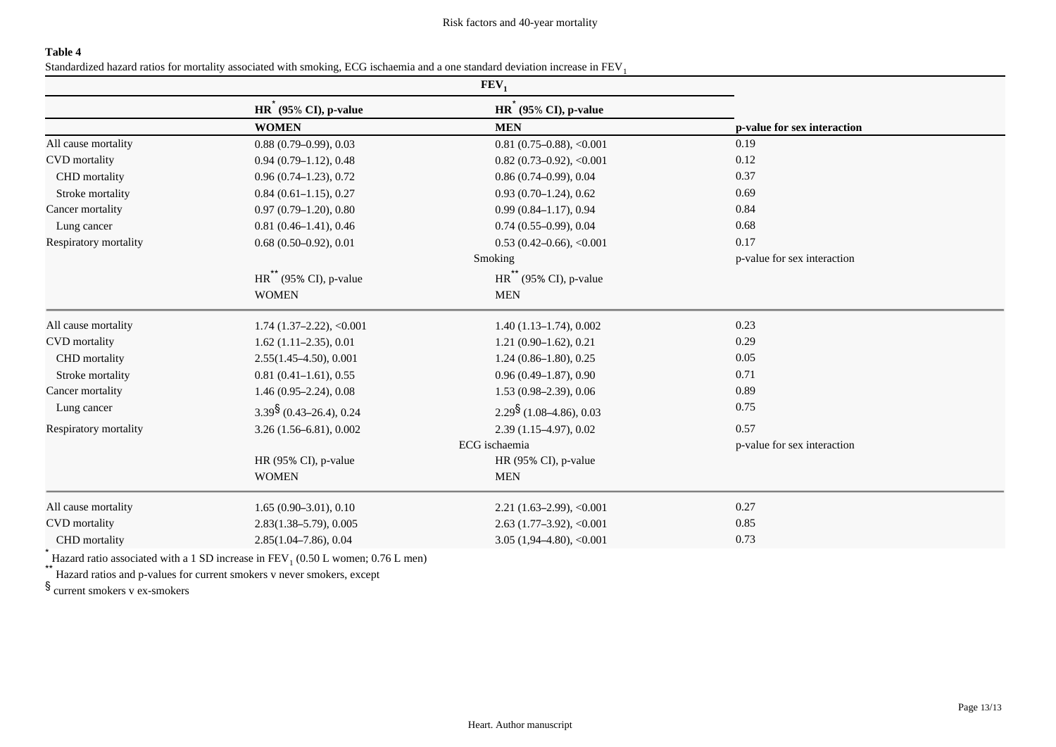**Table 4**

Standardized hazard ratios for mortality associated with smoking, ECG ischaemia and a one standard deviation increase in $FEV_1$

| | $FEV_1$ | | |
|---|---|---|---|
| | **HR[*] (95% CI), p-value** | **HR[*] (95% CI), p-value** | |
| | **WOMEN** | **MEN** | **p-value for sex interaction** |
| All cause mortality | 0.88 (0.79–0.99), 0.03 | 0.81 (0.75–0.88), <0.001 | 0.19 |
| CVD mortality | 0.94 (0.79–1.12), 0.48 | 0.82 (0.73–0.92), <0.001 | 0.12 |
| CHD mortality | 0.96 (0.74–1.23), 0.72 | 0.86 (0.74–0.99), 0.04 | 0.37 |
| Stroke mortality | 0.84 (0.61–1.15), 0.27 | 0.93 (0.70–1.24), 0.62 | 0.69 |
| Cancer mortality | 0.97 (0.79–1.20), 0.80 | 0.99 (0.84–1.17), 0.94 | 0.84 |
| Lung cancer | 0.81 (0.46–1.41), 0.46 | 0.74 (0.55–0.99), 0.04 | 0.68 |
| Respiratory mortality | 0.68 (0.50–0.92), 0.01 | 0.53 (0.42–0.66), <0.001 | 0.17 |
| | Smoking | | p-value for sex interaction |
| | HR[**] (95% CI), p-value | HR[**] (95% CI), p-value | |
| | WOMEN | MEN | |
| All cause mortality | 1.74 (1.37–2.22), <0.001 | 1.40 (1.13–1.74), 0.002 | 0.23 |
| CVD mortality | 1.62 (1.11–2.35), 0.01 | 1.21 (0.90–1.62), 0.21 | 0.29 |
| CHD mortality | 2.55(1.45–4.50), 0.001 | 1.24 (0.86–1.80), 0.25 | 0.05 |
| Stroke mortality | 0.81 (0.41–1.61), 0.55 | 0.96 (0.49–1.87), 0.90 | 0.71 |
| Cancer mortality | 1.46 (0.95–2.24), 0.08 | 1.53 (0.98–2.39), 0.06 | 0.89 |
| Lung cancer | 3.39[§] (0.43–26.4), 0.24 | 2.29[§] (1.08–4.86), 0.03 | 0.75 |
| Respiratory mortality | 3.26 (1.56–6.81), 0.002 | 2.39 (1.15–4.97), 0.02 | 0.57 |
| | ECG ischaemia | | p-value for sex interaction |
| | HR (95% CI), p-value | HR (95% CI), p-value | |
| | WOMEN | MEN | |
| All cause mortality | 1.65 (0.90–3.01), 0.10 | 2.21 (1.63–2.99), <0.001 | 0.27 |
| CVD mortality | 2.83(1.38–5.79), 0.005 | 2.63 (1.77–3.92), <0.001 | 0.85 |
| CHD mortality | 2.85(1.04–7.86), 0.04 | 3.05 (1,94–4.80), <0.001 | 0.73 |

[*] Hazard ratio associated with a 1 SD increase in $FEV_1$ (0.50 L women; 0.76 L men)

[**] Hazard ratios and p-values for current smokers v never smokers, except

[§] current smokers v ex-smokers